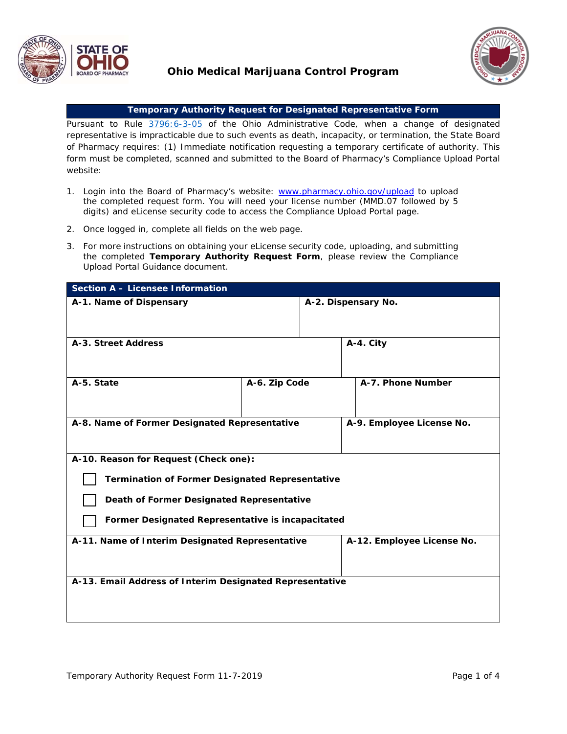# Ohio Medical Marijuana Control Program

## Temporary Authority Request for Designated Representative Form

Pursuant to Rule 3796:6-3-05 of the Ohio Administrative Code, when a change of designated representative is impracticable due to such events as death, incapacity, or termination, the State Board of Pharmacy requires: (1) Immediate notification requesting a temporary certificate of authority. This form must be completed, scanned and submitted to the Board of Pharmacy's Compliance Upload Portal website:

1. Login into the Board of Pharmacy's website: www.pharmacy.ohio.gov/upload to upload the completed request form. You will need your license number (MMD.07 followed by 5 digits) and eLicense security code to access the Compliance Upload Portal page.
2. Once logged in, complete all fields on the web page.
3. For more instructions on obtaining your eLicense security code, uploading, and submitting the completed **Temporary Authority Request Form**, please review the Compliance Upload Portal Guidance document.

### Section A – Licensee Information

| | |
|---|---|
| **A-1. Name of Dispensary** | **A-2. Dispensary No.** |
| **A-3. Street Address** | **A-4. City** |

| | | |
|---|---|---|
| **A-5. State** | **A-6. Zip Code** | **A-7. Phone Number** |

| | |
|---|---|
| **A-8. Name of Former Designated Representative** | **A-9. Employee License No.** |

**A-10. Reason for Request (Check one):**

- ☐ **Termination of Former Designated Representative**
- ☐ **Death of Former Designated Representative**
- ☐ **Former Designated Representative is incapacitated**

| | |
|---|---|
| **A-11. Name of Interim Designated Representative** | **A-12. Employee License No.** |

**A-13. Email Address of Interim Designated Representative**

Temporary Authority Request Form 11-7-2019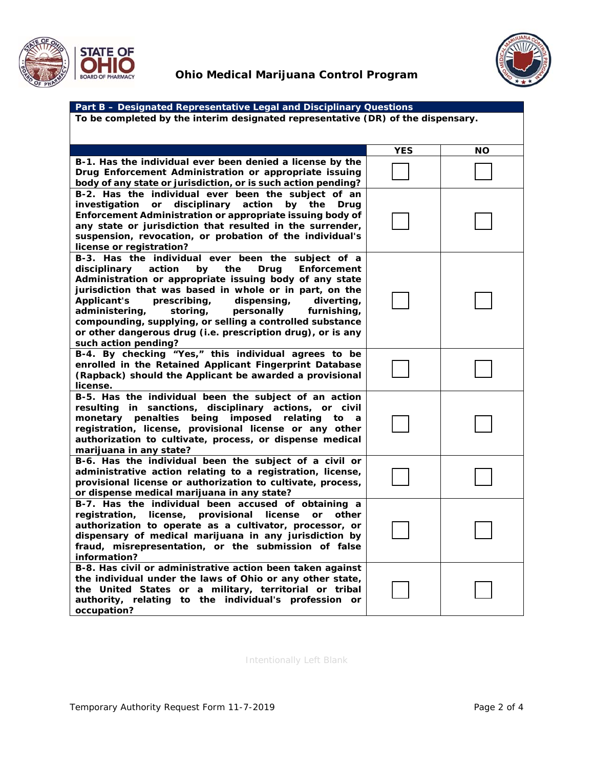**Ohio Medical Marijuana Control Program**

| Part B – Designated Representative Legal and Disciplinary Questions | | |
|---|---|---|
| To be completed by the interim designated representative (DR) of the dispensary. | | |
| | **YES** | **NO** |
| **B-1. Has the individual ever been denied a license by the Drug Enforcement Administration or appropriate issuing body of any state or jurisdiction, or is such action pending?** | ☐ | ☐ |
| **B-2. Has the individual ever been the subject of an investigation or disciplinary action by the Drug Enforcement Administration or appropriate issuing body of any state or jurisdiction that resulted in the surrender, suspension, revocation, or probation of the individual's license or registration?** | ☐ | ☐ |
| **B-3. Has the individual ever been the subject of a disciplinary action by the Drug Enforcement Administration or appropriate issuing body of any state jurisdiction that was based in whole or in part, on the Applicant's prescribing, dispensing, diverting, administering, storing, personally furnishing, compounding, supplying, or selling a controlled substance or other dangerous drug (i.e. prescription drug), or is any such action pending?** | ☐ | ☐ |
| **B-4. By checking "Yes," this individual agrees to be enrolled in the Retained Applicant Fingerprint Database (Rapback) should the Applicant be awarded a provisional license.** | ☐ | ☐ |
| **B-5. Has the individual been the subject of an action resulting in sanctions, disciplinary actions, or civil monetary penalties being imposed relating to a registration, license, provisional license or any other authorization to cultivate, process, or dispense medical marijuana in any state?** | ☐ | ☐ |
| **B-6. Has the individual been the subject of a civil or administrative action relating to a registration, license, provisional license or authorization to cultivate, process, or dispense medical marijuana in any state?** | ☐ | ☐ |
| **B-7. Has the individual been accused of obtaining a registration, license, provisional license or other authorization to operate as a cultivator, processor, or dispensary of medical marijuana in any jurisdiction by fraud, misrepresentation, or the submission of false information?** | ☐ | ☐ |
| **B-8. Has civil or administrative action been taken against the individual under the laws of Ohio or any other state, the United States or a military, territorial or tribal authority, relating to the individual's profession or occupation?** | ☐ | ☐ |

Intentionally Left Blank

Temporary Authority Request Form 11-7-2019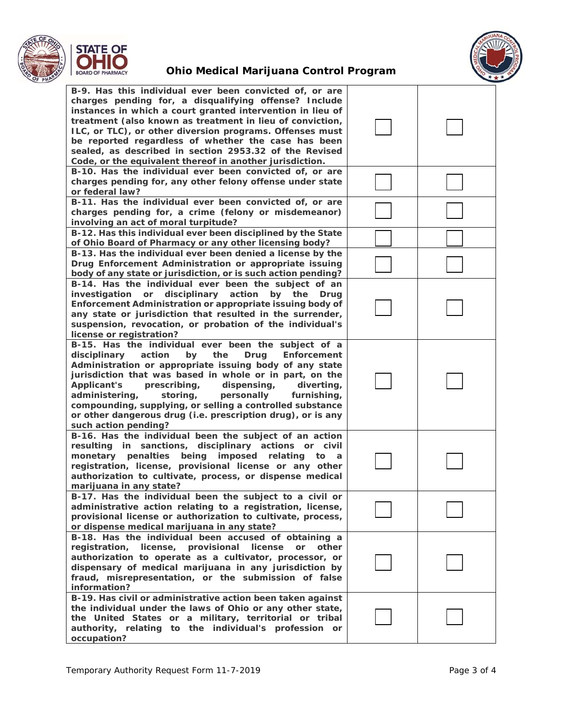| | | |
|---|---|---|
| **B-9. Has this individual ever been convicted of, or are charges pending for, a disqualifying offense? Include instances in which a court granted intervention in lieu of treatment (also known as treatment in lieu of conviction, ILC, or TLC), or other diversion programs. Offenses must be reported regardless of whether the case has been sealed, as described in section 2953.32 of the Revised Code, or the equivalent thereof in another jurisdiction.** | ☐ | ☐ |
| **B-10. Has the individual ever been convicted of, or are charges pending for, any other felony offense under state or federal law?** | ☐ | ☐ |
| **B-11. Has the individual ever been convicted of, or are charges pending for, a crime (felony or misdemeanor) involving an act of moral turpitude?** | ☐ | ☐ |
| **B-12. Has this individual ever been disciplined by the State of Ohio Board of Pharmacy or any other licensing body?** | ☐ | ☐ |
| **B-13. Has the individual ever been denied a license by the Drug Enforcement Administration or appropriate issuing body of any state or jurisdiction, or is such action pending?** | ☐ | ☐ |
| **B-14. Has the individual ever been the subject of an investigation or disciplinary action by the Drug Enforcement Administration or appropriate issuing body of any state or jurisdiction that resulted in the surrender, suspension, revocation, or probation of the individual's license or registration?** | ☐ | ☐ |
| **B-15. Has the individual ever been the subject of a disciplinary action by the Drug Enforcement Administration or appropriate issuing body of any state jurisdiction that was based in whole or in part, on the Applicant's prescribing, dispensing, diverting, administering, storing, personally furnishing, compounding, supplying, or selling a controlled substance or other dangerous drug (i.e. prescription drug), or is any such action pending?** | ☐ | ☐ |
| **B-16. Has the individual been the subject of an action resulting in sanctions, disciplinary actions or civil monetary penalties being imposed relating to a registration, license, provisional license or any other authorization to cultivate, process, or dispense medical marijuana in any state?** | ☐ | ☐ |
| **B-17. Has the individual been the subject to a civil or administrative action relating to a registration, license, provisional license or authorization to cultivate, process, or dispense medical marijuana in any state?** | ☐ | ☐ |
| **B-18. Has the individual been accused of obtaining a registration, license, provisional license or other authorization to operate as a cultivator, processor, or dispensary of medical marijuana in any jurisdiction by fraud, misrepresentation, or the submission of false information?** | ☐ | ☐ |
| **B-19. Has civil or administrative action been taken against the individual under the laws of Ohio or any other state, the United States or a military, territorial or tribal authority, relating to the individual's profession or occupation?** | ☐ | ☐ |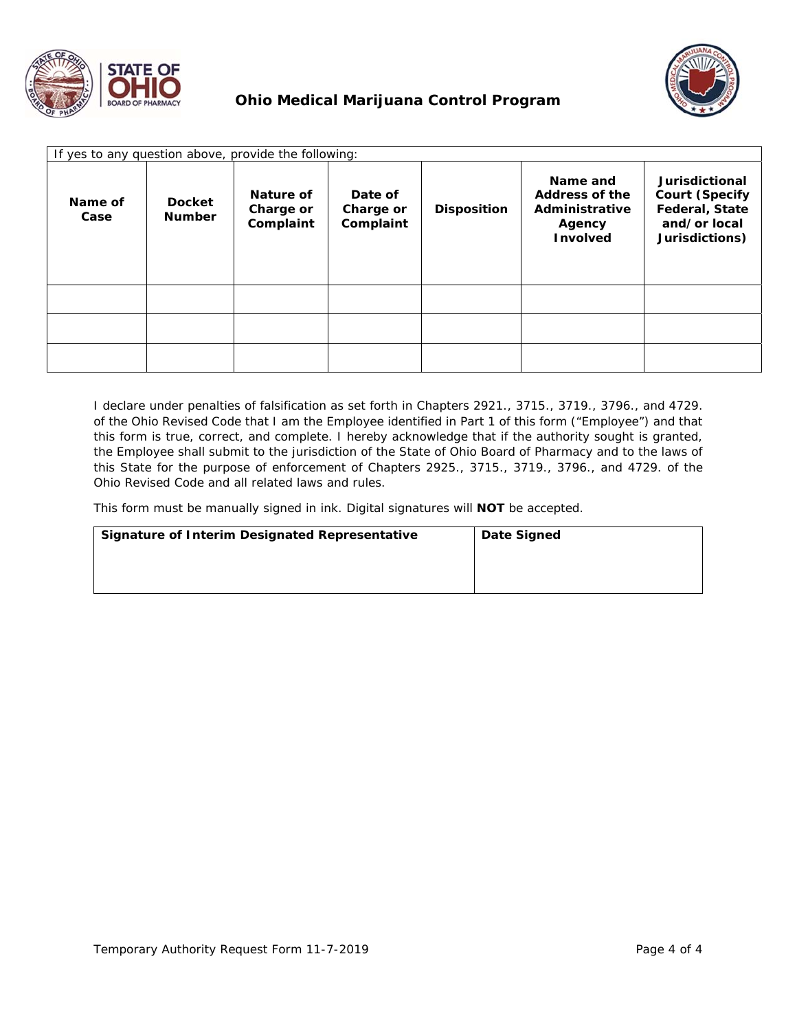| If yes to any question above, provide the following: | | | | | | |
|---|---|---|---|---|---|---|
| **Name of Case** | **Docket Number** | **Nature of Charge or Complaint** | **Date of Charge or Complaint** | **Disposition** | **Name and Address of the Administrative Agency Involved** | **Jurisdictional Court (Specify Federal, State and/or local Jurisdictions)** |
| | | | | | | |
| | | | | | | |
| | | | | | | |

I declare under penalties of falsification as set forth in Chapters 2921., 3715., 3719., 3796., and 4729. of the Ohio Revised Code that I am the Employee identified in Part 1 of this form ("Employee") and that this form is true, correct, and complete. I hereby acknowledge that if the authority sought is granted, the Employee shall submit to the jurisdiction of the State of Ohio Board of Pharmacy and to the laws of this State for the purpose of enforcement of Chapters 2925., 3715., 3719., 3796., and 4729. of the Ohio Revised Code and all related laws and rules.

This form must be manually signed in ink. Digital signatures will **NOT** be accepted.

| **Signature of Interim Designated Representative** | **Date Signed** |
|---|---|
| | |

Temporary Authority Request Form 11-7-2019